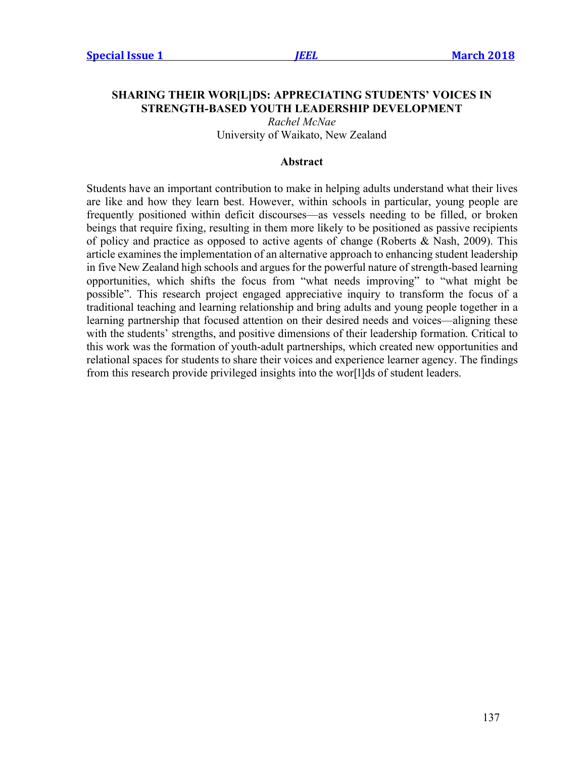# SHARING THEIR WOR[L]DS: APPRECIATING STUDENTS' VOICES IN STRENGTH-BASED YOUTH LEADERSHIP DEVELOPMENT

*Rachel McNae*
University of Waikato, New Zealand

## Abstract

Students have an important contribution to make in helping adults understand what their lives are like and how they learn best. However, within schools in particular, young people are frequently positioned within deficit discourses—as vessels needing to be filled, or broken beings that require fixing, resulting in them more likely to be positioned as passive recipients of policy and practice as opposed to active agents of change (Roberts & Nash, 2009). This article examines the implementation of an alternative approach to enhancing student leadership in five New Zealand high schools and argues for the powerful nature of strength-based learning opportunities, which shifts the focus from "what needs improving" to "what might be possible". This research project engaged appreciative inquiry to transform the focus of a traditional teaching and learning relationship and bring adults and young people together in a learning partnership that focused attention on their desired needs and voices—aligning these with the students' strengths, and positive dimensions of their leadership formation. Critical to this work was the formation of youth-adult partnerships, which created new opportunities and relational spaces for students to share their voices and experience learner agency. The findings from this research provide privileged insights into the wor[l]ds of student leaders.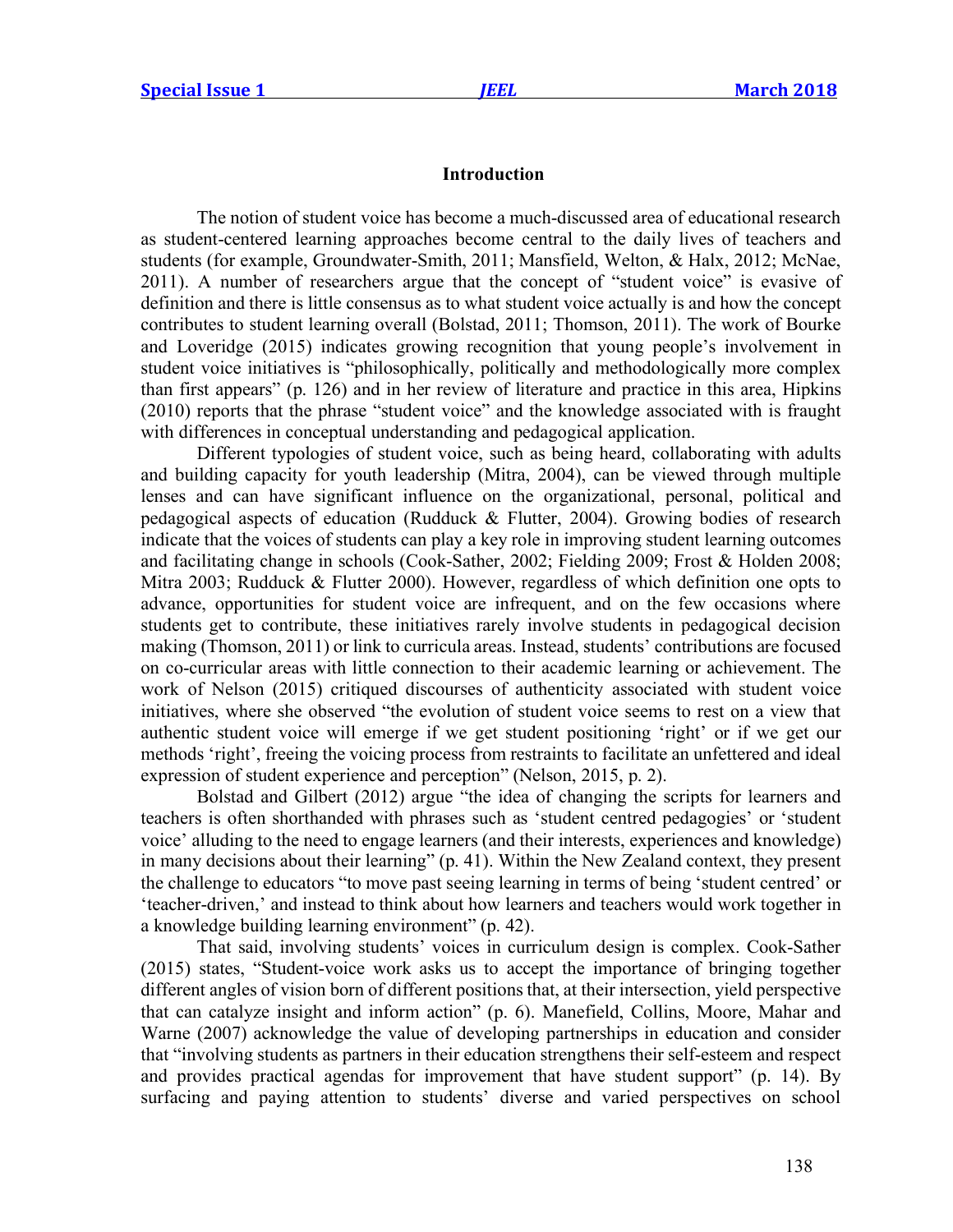## Introduction

The notion of student voice has become a much-discussed area of educational research as student-centered learning approaches become central to the daily lives of teachers and students (for example, Groundwater-Smith, 2011; Mansfield, Welton, & Halx, 2012; McNae, 2011). A number of researchers argue that the concept of "student voice" is evasive of definition and there is little consensus as to what student voice actually is and how the concept contributes to student learning overall (Bolstad, 2011; Thomson, 2011). The work of Bourke and Loveridge (2015) indicates growing recognition that young people's involvement in student voice initiatives is "philosophically, politically and methodologically more complex than first appears" (p. 126) and in her review of literature and practice in this area, Hipkins (2010) reports that the phrase "student voice" and the knowledge associated with is fraught with differences in conceptual understanding and pedagogical application.

Different typologies of student voice, such as being heard, collaborating with adults and building capacity for youth leadership (Mitra, 2004), can be viewed through multiple lenses and can have significant influence on the organizational, personal, political and pedagogical aspects of education (Rudduck & Flutter, 2004). Growing bodies of research indicate that the voices of students can play a key role in improving student learning outcomes and facilitating change in schools (Cook-Sather, 2002; Fielding 2009; Frost & Holden 2008; Mitra 2003; Rudduck & Flutter 2000). However, regardless of which definition one opts to advance, opportunities for student voice are infrequent, and on the few occasions where students get to contribute, these initiatives rarely involve students in pedagogical decision making (Thomson, 2011) or link to curricula areas. Instead, students' contributions are focused on co-curricular areas with little connection to their academic learning or achievement. The work of Nelson (2015) critiqued discourses of authenticity associated with student voice initiatives, where she observed "the evolution of student voice seems to rest on a view that authentic student voice will emerge if we get student positioning 'right' or if we get our methods 'right', freeing the voicing process from restraints to facilitate an unfettered and ideal expression of student experience and perception" (Nelson, 2015, p. 2).

Bolstad and Gilbert (2012) argue "the idea of changing the scripts for learners and teachers is often shorthanded with phrases such as 'student centred pedagogies' or 'student voice' alluding to the need to engage learners (and their interests, experiences and knowledge) in many decisions about their learning" (p. 41). Within the New Zealand context, they present the challenge to educators "to move past seeing learning in terms of being 'student centred' or 'teacher-driven,' and instead to think about how learners and teachers would work together in a knowledge building learning environment" (p. 42).

That said, involving students' voices in curriculum design is complex. Cook-Sather (2015) states, "Student-voice work asks us to accept the importance of bringing together different angles of vision born of different positions that, at their intersection, yield perspective that can catalyze insight and inform action" (p. 6). Manefield, Collins, Moore, Mahar and Warne (2007) acknowledge the value of developing partnerships in education and consider that "involving students as partners in their education strengthens their self-esteem and respect and provides practical agendas for improvement that have student support" (p. 14). By surfacing and paying attention to students' diverse and varied perspectives on school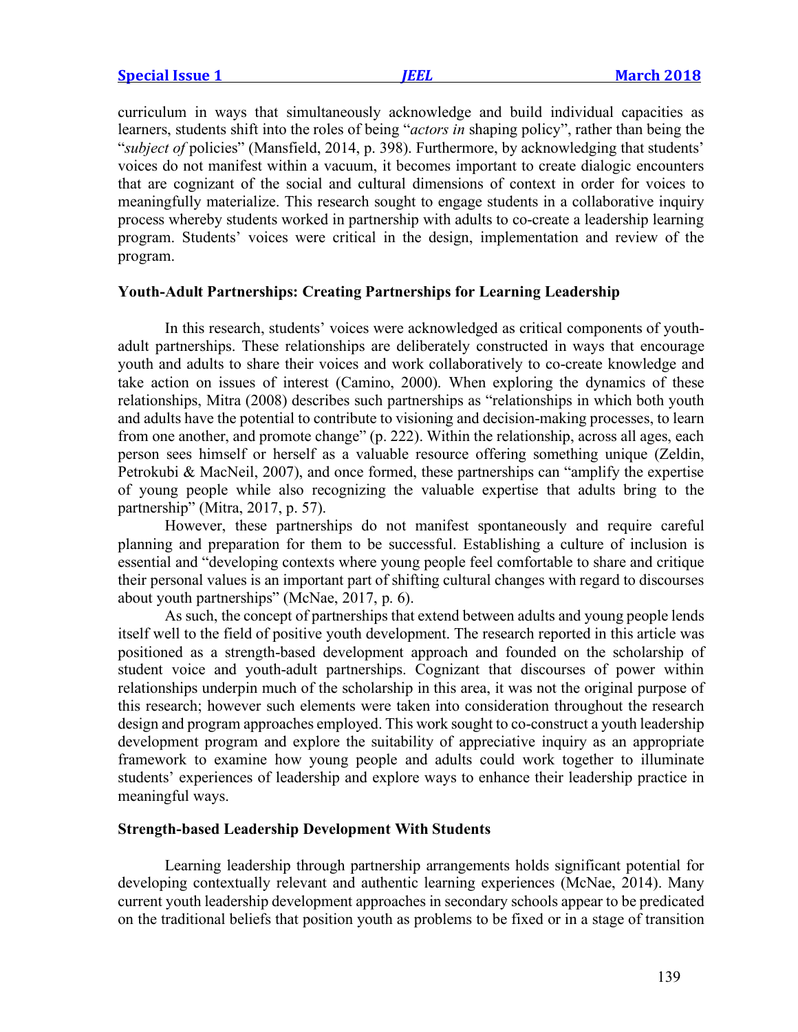curriculum in ways that simultaneously acknowledge and build individual capacities as learners, students shift into the roles of being "*actors in* shaping policy", rather than being the "*subject of* policies" (Mansfield, 2014, p. 398). Furthermore, by acknowledging that students' voices do not manifest within a vacuum, it becomes important to create dialogic encounters that are cognizant of the social and cultural dimensions of context in order for voices to meaningfully materialize. This research sought to engage students in a collaborative inquiry process whereby students worked in partnership with adults to co-create a leadership learning program. Students' voices were critical in the design, implementation and review of the program.

### Youth-Adult Partnerships: Creating Partnerships for Learning Leadership

In this research, students' voices were acknowledged as critical components of youth-adult partnerships. These relationships are deliberately constructed in ways that encourage youth and adults to share their voices and work collaboratively to co-create knowledge and take action on issues of interest (Camino, 2000). When exploring the dynamics of these relationships, Mitra (2008) describes such partnerships as "relationships in which both youth and adults have the potential to contribute to visioning and decision-making processes, to learn from one another, and promote change" (p. 222). Within the relationship, across all ages, each person sees himself or herself as a valuable resource offering something unique (Zeldin, Petrokubi & MacNeil, 2007), and once formed, these partnerships can "amplify the expertise of young people while also recognizing the valuable expertise that adults bring to the partnership" (Mitra, 2017, p. 57).

However, these partnerships do not manifest spontaneously and require careful planning and preparation for them to be successful. Establishing a culture of inclusion is essential and "developing contexts where young people feel comfortable to share and critique their personal values is an important part of shifting cultural changes with regard to discourses about youth partnerships" (McNae, 2017, p. 6).

As such, the concept of partnerships that extend between adults and young people lends itself well to the field of positive youth development. The research reported in this article was positioned as a strength-based development approach and founded on the scholarship of student voice and youth-adult partnerships. Cognizant that discourses of power within relationships underpin much of the scholarship in this area, it was not the original purpose of this research; however such elements were taken into consideration throughout the research design and program approaches employed. This work sought to co-construct a youth leadership development program and explore the suitability of appreciative inquiry as an appropriate framework to examine how young people and adults could work together to illuminate students' experiences of leadership and explore ways to enhance their leadership practice in meaningful ways.

### Strength-based Leadership Development With Students

Learning leadership through partnership arrangements holds significant potential for developing contextually relevant and authentic learning experiences (McNae, 2014). Many current youth leadership development approaches in secondary schools appear to be predicated on the traditional beliefs that position youth as problems to be fixed or in a stage of transition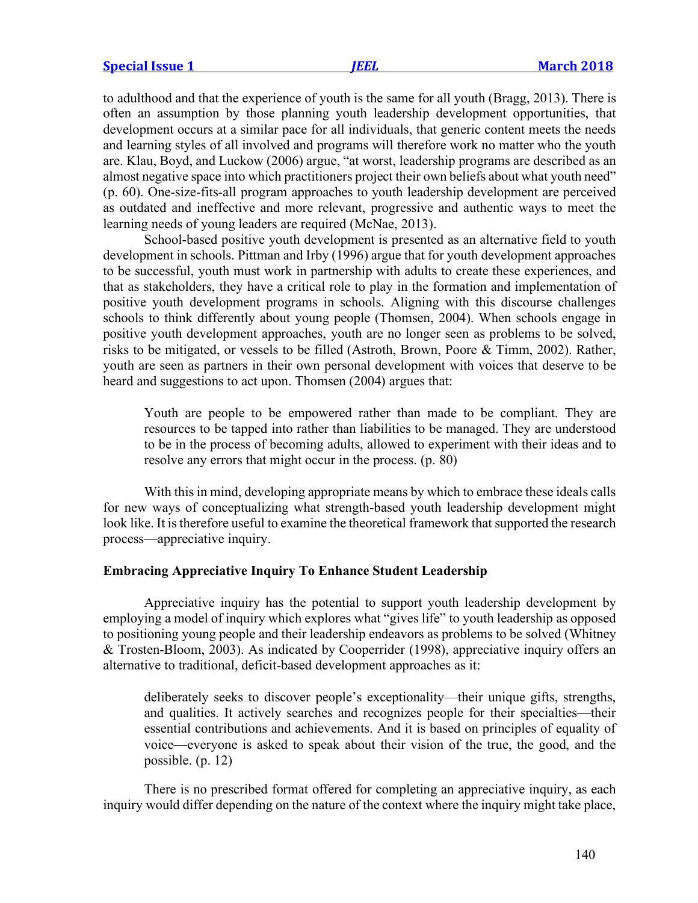to adulthood and that the experience of youth is the same for all youth (Bragg, 2013). There is often an assumption by those planning youth leadership development opportunities, that development occurs at a similar pace for all individuals, that generic content meets the needs and learning styles of all involved and programs will therefore work no matter who the youth are. Klau, Boyd, and Luckow (2006) argue, "at worst, leadership programs are described as an almost negative space into which practitioners project their own beliefs about what youth need" (p. 60). One-size-fits-all program approaches to youth leadership development are perceived as outdated and ineffective and more relevant, progressive and authentic ways to meet the learning needs of young leaders are required (McNae, 2013).

School-based positive youth development is presented as an alternative field to youth development in schools. Pittman and Irby (1996) argue that for youth development approaches to be successful, youth must work in partnership with adults to create these experiences, and that as stakeholders, they have a critical role to play in the formation and implementation of positive youth development programs in schools. Aligning with this discourse challenges schools to think differently about young people (Thomsen, 2004). When schools engage in positive youth development approaches, youth are no longer seen as problems to be solved, risks to be mitigated, or vessels to be filled (Astroth, Brown, Poore & Timm, 2002). Rather, youth are seen as partners in their own personal development with voices that deserve to be heard and suggestions to act upon. Thomsen (2004) argues that:

> Youth are people to be empowered rather than made to be compliant. They are resources to be tapped into rather than liabilities to be managed. They are understood to be in the process of becoming adults, allowed to experiment with their ideas and to resolve any errors that might occur in the process. (p. 80)

With this in mind, developing appropriate means by which to embrace these ideals calls for new ways of conceptualizing what strength-based youth leadership development might look like. It is therefore useful to examine the theoretical framework that supported the research process—appreciative inquiry.

## Embracing Appreciative Inquiry To Enhance Student Leadership

Appreciative inquiry has the potential to support youth leadership development by employing a model of inquiry which explores what "gives life" to youth leadership as opposed to positioning young people and their leadership endeavors as problems to be solved (Whitney & Trosten-Bloom, 2003). As indicated by Cooperrider (1998), appreciative inquiry offers an alternative to traditional, deficit-based development approaches as it:

> deliberately seeks to discover people's exceptionality—their unique gifts, strengths, and qualities. It actively searches and recognizes people for their specialties—their essential contributions and achievements. And it is based on principles of equality of voice—everyone is asked to speak about their vision of the true, the good, and the possible. (p. 12)

There is no prescribed format offered for completing an appreciative inquiry, as each inquiry would differ depending on the nature of the context where the inquiry might take place,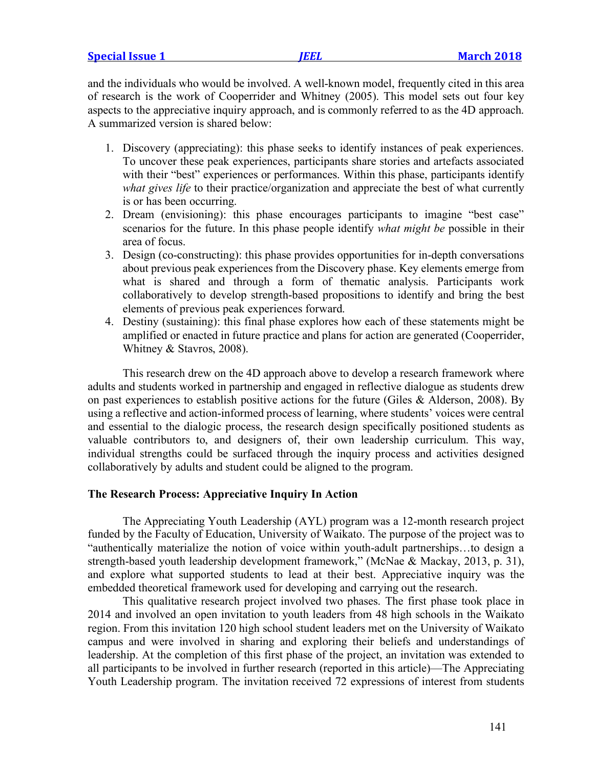and the individuals who would be involved. A well-known model, frequently cited in this area of research is the work of Cooperrider and Whitney (2005). This model sets out four key aspects to the appreciative inquiry approach, and is commonly referred to as the 4D approach. A summarized version is shared below:

1. Discovery (appreciating): this phase seeks to identify instances of peak experiences. To uncover these peak experiences, participants share stories and artefacts associated with their "best" experiences or performances. Within this phase, participants identify *what gives life* to their practice/organization and appreciate the best of what currently is or has been occurring.
2. Dream (envisioning): this phase encourages participants to imagine "best case" scenarios for the future. In this phase people identify *what might be* possible in their area of focus.
3. Design (co-constructing): this phase provides opportunities for in-depth conversations about previous peak experiences from the Discovery phase. Key elements emerge from what is shared and through a form of thematic analysis. Participants work collaboratively to develop strength-based propositions to identify and bring the best elements of previous peak experiences forward.
4. Destiny (sustaining): this final phase explores how each of these statements might be amplified or enacted in future practice and plans for action are generated (Cooperrider, Whitney & Stavros, 2008).

This research drew on the 4D approach above to develop a research framework where adults and students worked in partnership and engaged in reflective dialogue as students drew on past experiences to establish positive actions for the future (Giles & Alderson, 2008). By using a reflective and action-informed process of learning, where students' voices were central and essential to the dialogic process, the research design specifically positioned students as valuable contributors to, and designers of, their own leadership curriculum. This way, individual strengths could be surfaced through the inquiry process and activities designed collaboratively by adults and student could be aligned to the program.

### The Research Process: Appreciative Inquiry In Action

The Appreciating Youth Leadership (AYL) program was a 12-month research project funded by the Faculty of Education, University of Waikato. The purpose of the project was to "authentically materialize the notion of voice within youth-adult partnerships…to design a strength-based youth leadership development framework," (McNae & Mackay, 2013, p. 31), and explore what supported students to lead at their best. Appreciative inquiry was the embedded theoretical framework used for developing and carrying out the research.

This qualitative research project involved two phases. The first phase took place in 2014 and involved an open invitation to youth leaders from 48 high schools in the Waikato region. From this invitation 120 high school student leaders met on the University of Waikato campus and were involved in sharing and exploring their beliefs and understandings of leadership. At the completion of this first phase of the project, an invitation was extended to all participants to be involved in further research (reported in this article)—The Appreciating Youth Leadership program. The invitation received 72 expressions of interest from students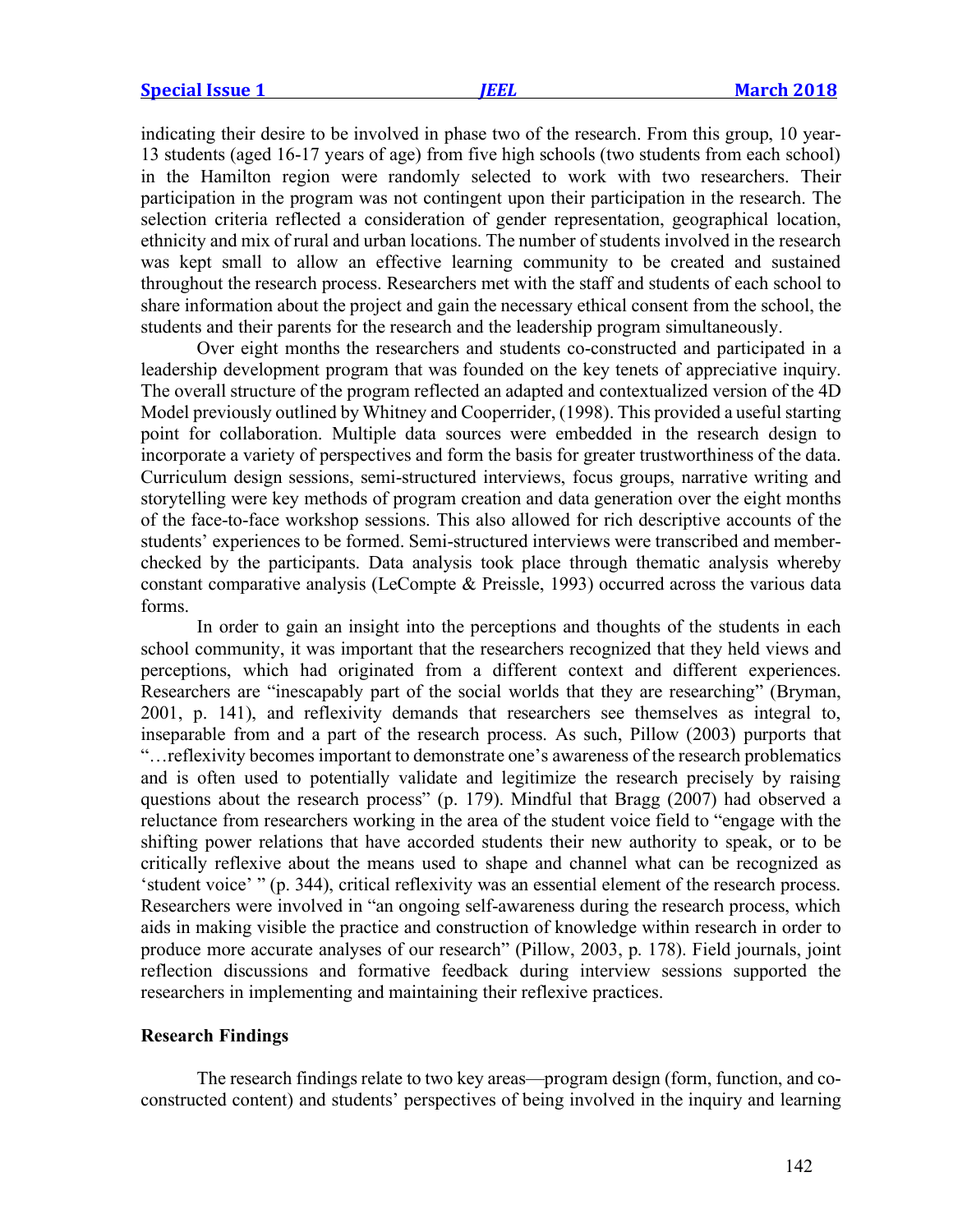indicating their desire to be involved in phase two of the research. From this group, 10 year-13 students (aged 16-17 years of age) from five high schools (two students from each school) in the Hamilton region were randomly selected to work with two researchers. Their participation in the program was not contingent upon their participation in the research. The selection criteria reflected a consideration of gender representation, geographical location, ethnicity and mix of rural and urban locations. The number of students involved in the research was kept small to allow an effective learning community to be created and sustained throughout the research process. Researchers met with the staff and students of each school to share information about the project and gain the necessary ethical consent from the school, the students and their parents for the research and the leadership program simultaneously.

Over eight months the researchers and students co-constructed and participated in a leadership development program that was founded on the key tenets of appreciative inquiry. The overall structure of the program reflected an adapted and contextualized version of the 4D Model previously outlined by Whitney and Cooperrider, (1998). This provided a useful starting point for collaboration. Multiple data sources were embedded in the research design to incorporate a variety of perspectives and form the basis for greater trustworthiness of the data. Curriculum design sessions, semi-structured interviews, focus groups, narrative writing and storytelling were key methods of program creation and data generation over the eight months of the face-to-face workshop sessions. This also allowed for rich descriptive accounts of the students' experiences to be formed. Semi-structured interviews were transcribed and member-checked by the participants. Data analysis took place through thematic analysis whereby constant comparative analysis (LeCompte & Preissle, 1993) occurred across the various data forms.

In order to gain an insight into the perceptions and thoughts of the students in each school community, it was important that the researchers recognized that they held views and perceptions, which had originated from a different context and different experiences. Researchers are "inescapably part of the social worlds that they are researching" (Bryman, 2001, p. 141), and reflexivity demands that researchers see themselves as integral to, inseparable from and a part of the research process. As such, Pillow (2003) purports that "…reflexivity becomes important to demonstrate one's awareness of the research problematics and is often used to potentially validate and legitimize the research precisely by raising questions about the research process" (p. 179). Mindful that Bragg (2007) had observed a reluctance from researchers working in the area of the student voice field to "engage with the shifting power relations that have accorded students their new authority to speak, or to be critically reflexive about the means used to shape and channel what can be recognized as 'student voice' " (p. 344), critical reflexivity was an essential element of the research process. Researchers were involved in "an ongoing self-awareness during the research process, which aids in making visible the practice and construction of knowledge within research in order to produce more accurate analyses of our research" (Pillow, 2003, p. 178). Field journals, joint reflection discussions and formative feedback during interview sessions supported the researchers in implementing and maintaining their reflexive practices.

## Research Findings

The research findings relate to two key areas—program design (form, function, and co-constructed content) and students' perspectives of being involved in the inquiry and learning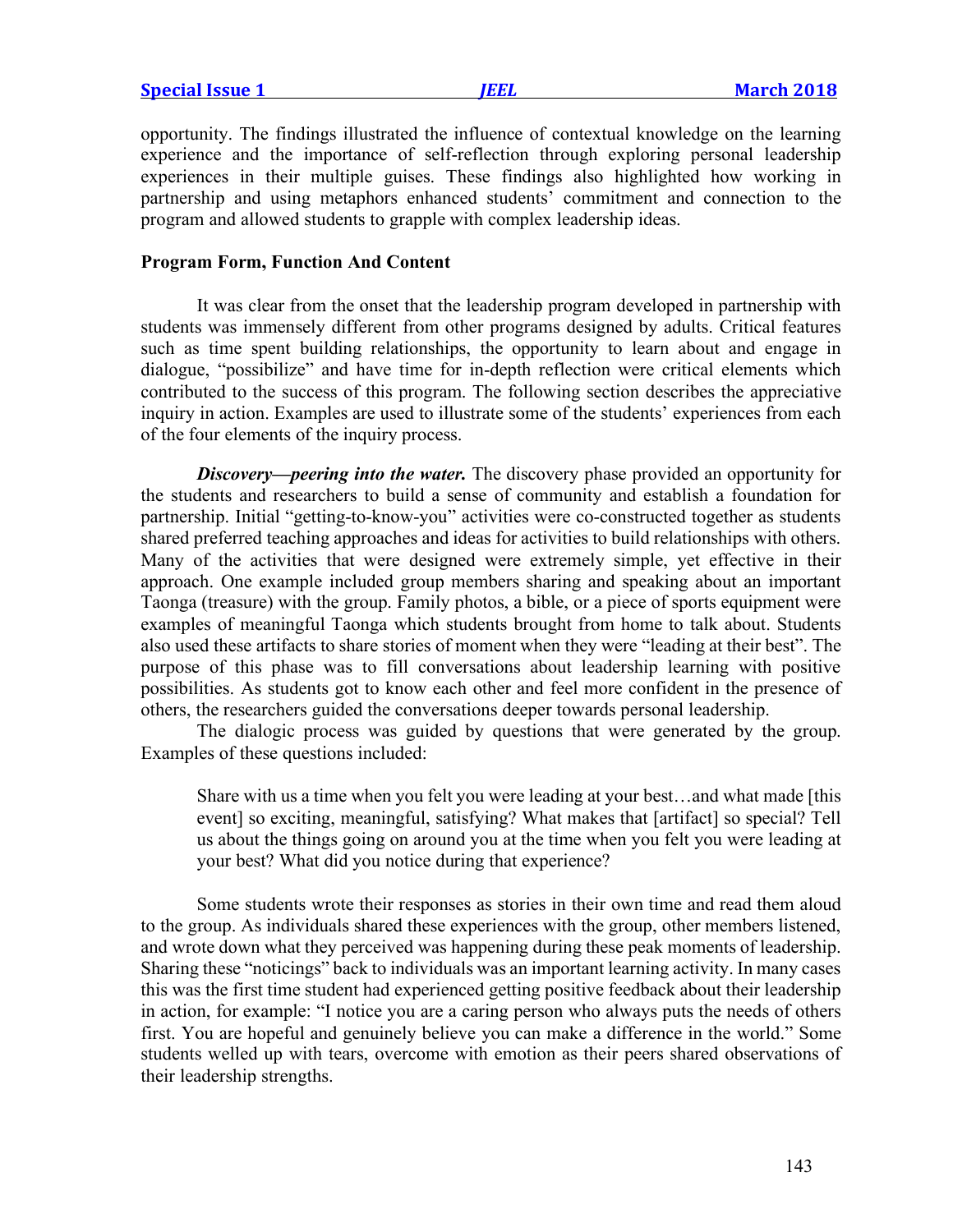opportunity. The findings illustrated the influence of contextual knowledge on the learning experience and the importance of self-reflection through exploring personal leadership experiences in their multiple guises. These findings also highlighted how working in partnership and using metaphors enhanced students' commitment and connection to the program and allowed students to grapple with complex leadership ideas.

## Program Form, Function And Content

It was clear from the onset that the leadership program developed in partnership with students was immensely different from other programs designed by adults. Critical features such as time spent building relationships, the opportunity to learn about and engage in dialogue, "possibilize" and have time for in-depth reflection were critical elements which contributed to the success of this program. The following section describes the appreciative inquiry in action. Examples are used to illustrate some of the students' experiences from each of the four elements of the inquiry process.

***Discovery—peering into the water.*** The discovery phase provided an opportunity for the students and researchers to build a sense of community and establish a foundation for partnership. Initial "getting-to-know-you" activities were co-constructed together as students shared preferred teaching approaches and ideas for activities to build relationships with others. Many of the activities that were designed were extremely simple, yet effective in their approach. One example included group members sharing and speaking about an important Taonga (treasure) with the group. Family photos, a bible, or a piece of sports equipment were examples of meaningful Taonga which students brought from home to talk about. Students also used these artifacts to share stories of moment when they were "leading at their best". The purpose of this phase was to fill conversations about leadership learning with positive possibilities. As students got to know each other and feel more confident in the presence of others, the researchers guided the conversations deeper towards personal leadership.

The dialogic process was guided by questions that were generated by the group. Examples of these questions included:

> Share with us a time when you felt you were leading at your best…and what made [this event] so exciting, meaningful, satisfying? What makes that [artifact] so special? Tell us about the things going on around you at the time when you felt you were leading at your best? What did you notice during that experience?

Some students wrote their responses as stories in their own time and read them aloud to the group. As individuals shared these experiences with the group, other members listened, and wrote down what they perceived was happening during these peak moments of leadership. Sharing these "noticings" back to individuals was an important learning activity. In many cases this was the first time student had experienced getting positive feedback about their leadership in action, for example: "I notice you are a caring person who always puts the needs of others first. You are hopeful and genuinely believe you can make a difference in the world." Some students welled up with tears, overcome with emotion as their peers shared observations of their leadership strengths.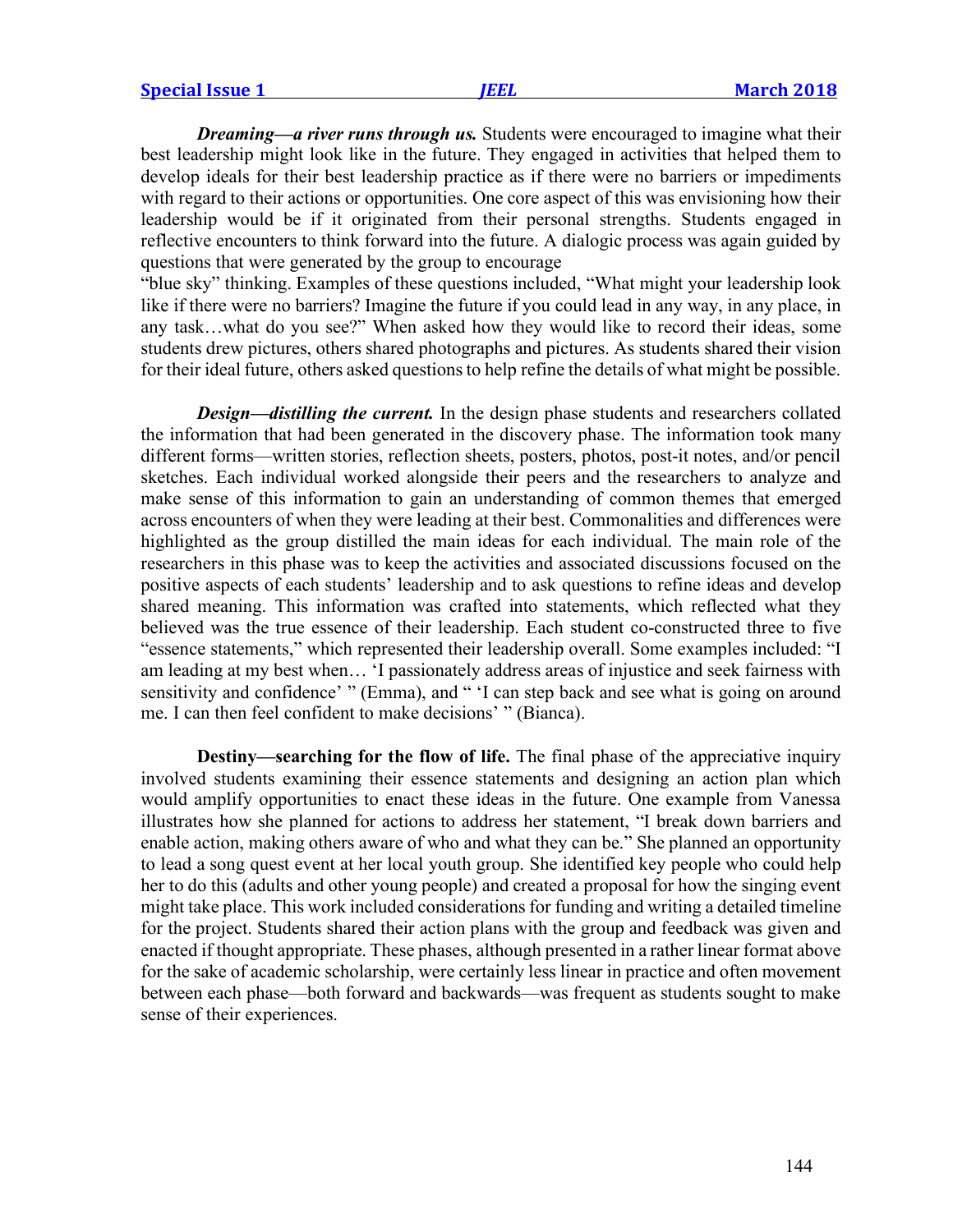***Dreaming—a river runs through us.*** Students were encouraged to imagine what their best leadership might look like in the future. They engaged in activities that helped them to develop ideals for their best leadership practice as if there were no barriers or impediments with regard to their actions or opportunities. One core aspect of this was envisioning how their leadership would be if it originated from their personal strengths. Students engaged in reflective encounters to think forward into the future. A dialogic process was again guided by questions that were generated by the group to encourage
"blue sky" thinking. Examples of these questions included, "What might your leadership look like if there were no barriers? Imagine the future if you could lead in any way, in any place, in any task…what do you see?" When asked how they would like to record their ideas, some students drew pictures, others shared photographs and pictures. As students shared their vision for their ideal future, others asked questions to help refine the details of what might be possible.

***Design—distilling the current.*** In the design phase students and researchers collated the information that had been generated in the discovery phase. The information took many different forms—written stories, reflection sheets, posters, photos, post-it notes, and/or pencil sketches. Each individual worked alongside their peers and the researchers to analyze and make sense of this information to gain an understanding of common themes that emerged across encounters of when they were leading at their best. Commonalities and differences were highlighted as the group distilled the main ideas for each individual. The main role of the researchers in this phase was to keep the activities and associated discussions focused on the positive aspects of each students' leadership and to ask questions to refine ideas and develop shared meaning. This information was crafted into statements, which reflected what they believed was the true essence of their leadership. Each student co-constructed three to five "essence statements," which represented their leadership overall. Some examples included: "I am leading at my best when… 'I passionately address areas of injustice and seek fairness with sensitivity and confidence' " (Emma), and " 'I can step back and see what is going on around me. I can then feel confident to make decisions' " (Bianca).

**Destiny—searching for the flow of life.** The final phase of the appreciative inquiry involved students examining their essence statements and designing an action plan which would amplify opportunities to enact these ideas in the future. One example from Vanessa illustrates how she planned for actions to address her statement, "I break down barriers and enable action, making others aware of who and what they can be." She planned an opportunity to lead a song quest event at her local youth group. She identified key people who could help her to do this (adults and other young people) and created a proposal for how the singing event might take place. This work included considerations for funding and writing a detailed timeline for the project. Students shared their action plans with the group and feedback was given and enacted if thought appropriate. These phases, although presented in a rather linear format above for the sake of academic scholarship, were certainly less linear in practice and often movement between each phase—both forward and backwards—was frequent as students sought to make sense of their experiences.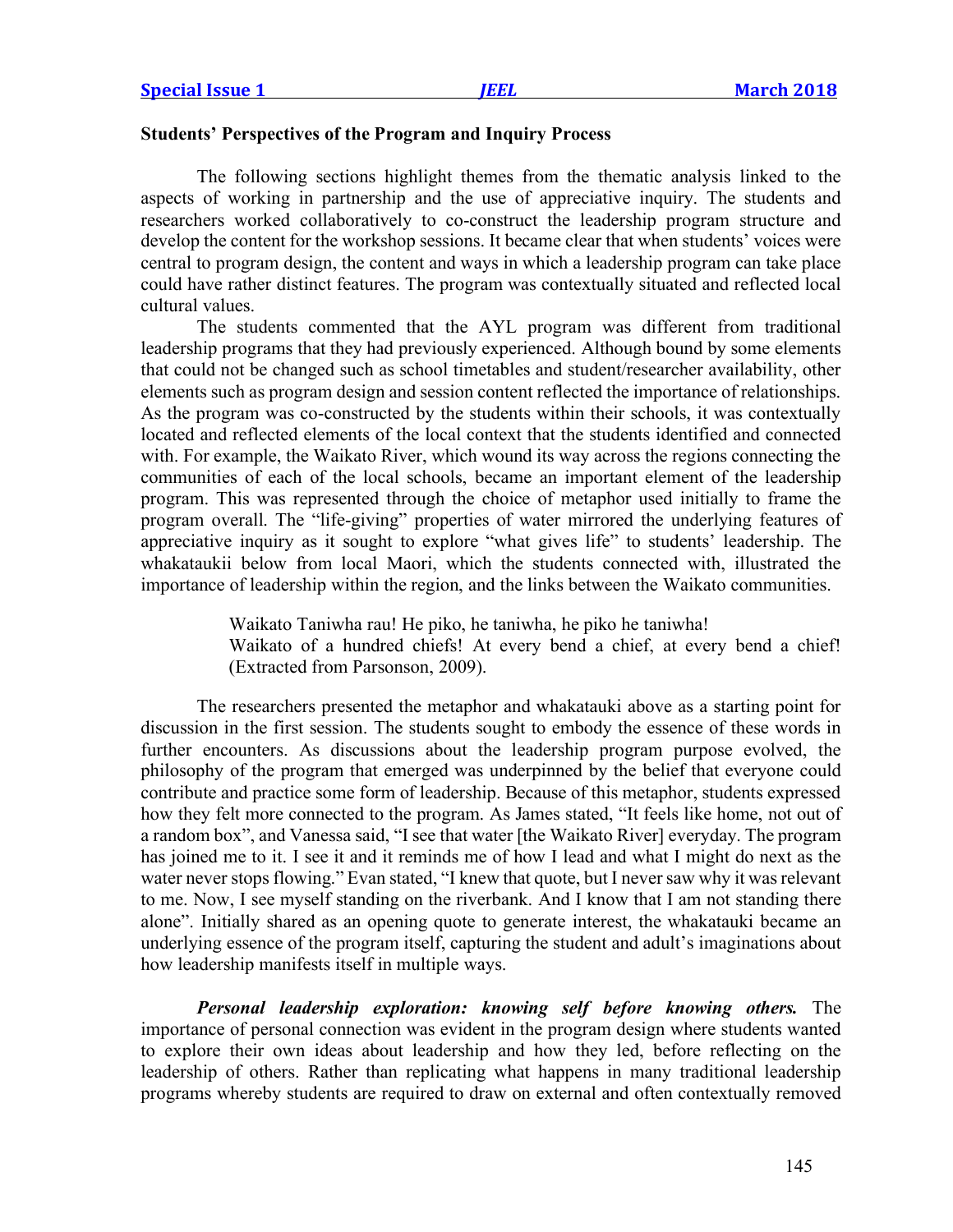### Students' Perspectives of the Program and Inquiry Process

The following sections highlight themes from the thematic analysis linked to the aspects of working in partnership and the use of appreciative inquiry. The students and researchers worked collaboratively to co-construct the leadership program structure and develop the content for the workshop sessions. It became clear that when students' voices were central to program design, the content and ways in which a leadership program can take place could have rather distinct features. The program was contextually situated and reflected local cultural values.

The students commented that the AYL program was different from traditional leadership programs that they had previously experienced. Although bound by some elements that could not be changed such as school timetables and student/researcher availability, other elements such as program design and session content reflected the importance of relationships. As the program was co-constructed by the students within their schools, it was contextually located and reflected elements of the local context that the students identified and connected with. For example, the Waikato River, which wound its way across the regions connecting the communities of each of the local schools, became an important element of the leadership program. This was represented through the choice of metaphor used initially to frame the program overall. The "life-giving" properties of water mirrored the underlying features of appreciative inquiry as it sought to explore "what gives life" to students' leadership. The whakataukii below from local Maori, which the students connected with, illustrated the importance of leadership within the region, and the links between the Waikato communities.

> Waikato Taniwha rau! He piko, he taniwha, he piko he taniwha!
> Waikato of a hundred chiefs! At every bend a chief, at every bend a chief! (Extracted from Parsonson, 2009).

The researchers presented the metaphor and whakatauki above as a starting point for discussion in the first session. The students sought to embody the essence of these words in further encounters. As discussions about the leadership program purpose evolved, the philosophy of the program that emerged was underpinned by the belief that everyone could contribute and practice some form of leadership. Because of this metaphor, students expressed how they felt more connected to the program. As James stated, "It feels like home, not out of a random box", and Vanessa said, "I see that water [the Waikato River] everyday. The program has joined me to it. I see it and it reminds me of how I lead and what I might do next as the water never stops flowing." Evan stated, "I knew that quote, but I never saw why it was relevant to me. Now, I see myself standing on the riverbank. And I know that I am not standing there alone". Initially shared as an opening quote to generate interest, the whakatauki became an underlying essence of the program itself, capturing the student and adult's imaginations about how leadership manifests itself in multiple ways.

***Personal leadership exploration: knowing self before knowing others.*** The importance of personal connection was evident in the program design where students wanted to explore their own ideas about leadership and how they led, before reflecting on the leadership of others. Rather than replicating what happens in many traditional leadership programs whereby students are required to draw on external and often contextually removed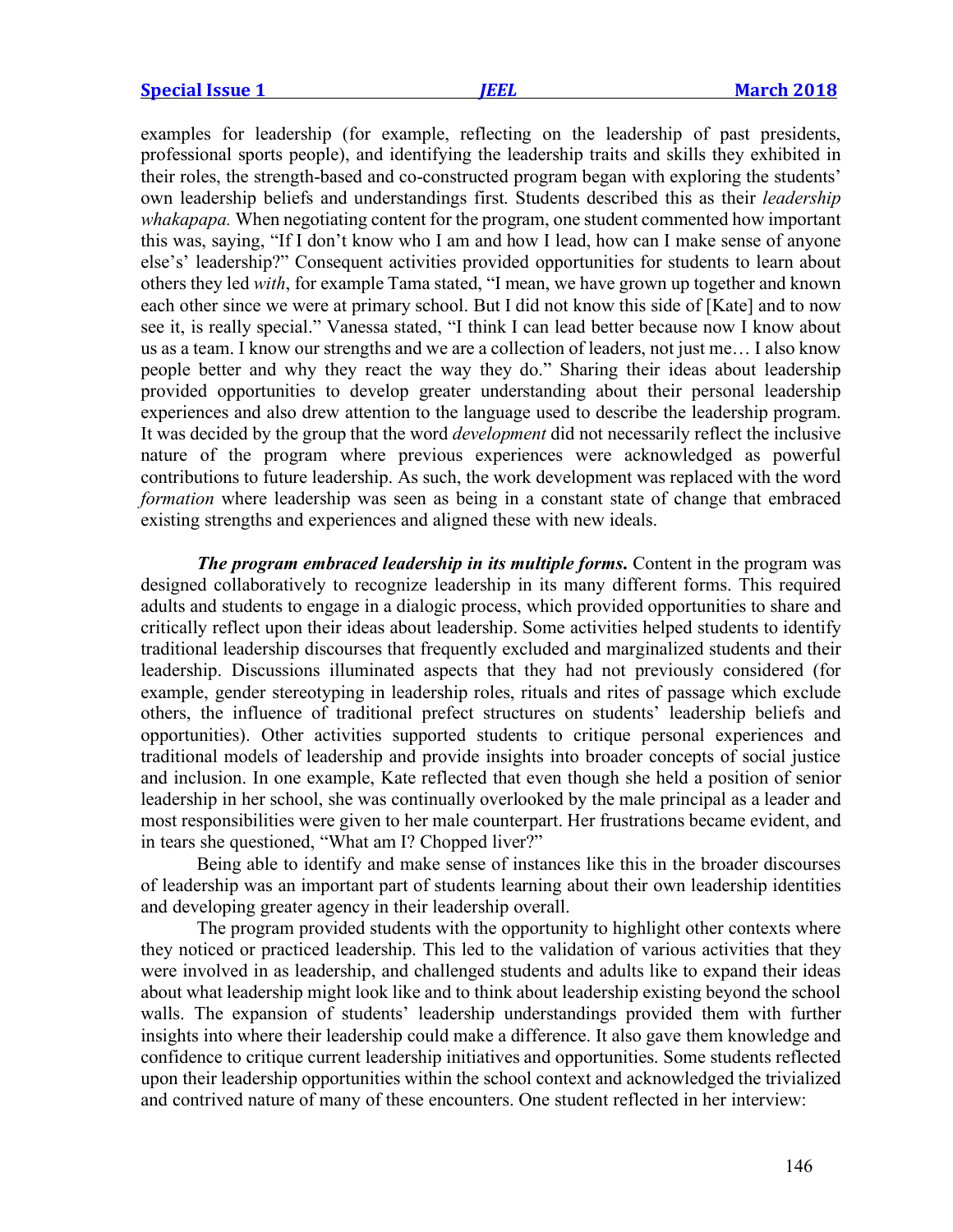examples for leadership (for example, reflecting on the leadership of past presidents, professional sports people), and identifying the leadership traits and skills they exhibited in their roles, the strength-based and co-constructed program began with exploring the students' own leadership beliefs and understandings first. Students described this as their *leadership whakapapa.* When negotiating content for the program, one student commented how important this was, saying, "If I don't know who I am and how I lead, how can I make sense of anyone else's' leadership?" Consequent activities provided opportunities for students to learn about others they led *with*, for example Tama stated, "I mean, we have grown up together and known each other since we were at primary school. But I did not know this side of [Kate] and to now see it, is really special." Vanessa stated, "I think I can lead better because now I know about us as a team. I know our strengths and we are a collection of leaders, not just me… I also know people better and why they react the way they do." Sharing their ideas about leadership provided opportunities to develop greater understanding about their personal leadership experiences and also drew attention to the language used to describe the leadership program. It was decided by the group that the word *development* did not necessarily reflect the inclusive nature of the program where previous experiences were acknowledged as powerful contributions to future leadership. As such, the work development was replaced with the word *formation* where leadership was seen as being in a constant state of change that embraced existing strengths and experiences and aligned these with new ideals.

***The program embraced leadership in its multiple forms.*** Content in the program was designed collaboratively to recognize leadership in its many different forms. This required adults and students to engage in a dialogic process, which provided opportunities to share and critically reflect upon their ideas about leadership. Some activities helped students to identify traditional leadership discourses that frequently excluded and marginalized students and their leadership. Discussions illuminated aspects that they had not previously considered (for example, gender stereotyping in leadership roles, rituals and rites of passage which exclude others, the influence of traditional prefect structures on students' leadership beliefs and opportunities). Other activities supported students to critique personal experiences and traditional models of leadership and provide insights into broader concepts of social justice and inclusion. In one example, Kate reflected that even though she held a position of senior leadership in her school, she was continually overlooked by the male principal as a leader and most responsibilities were given to her male counterpart. Her frustrations became evident, and in tears she questioned, "What am I? Chopped liver?"

Being able to identify and make sense of instances like this in the broader discourses of leadership was an important part of students learning about their own leadership identities and developing greater agency in their leadership overall.

The program provided students with the opportunity to highlight other contexts where they noticed or practiced leadership. This led to the validation of various activities that they were involved in as leadership, and challenged students and adults like to expand their ideas about what leadership might look like and to think about leadership existing beyond the school walls. The expansion of students' leadership understandings provided them with further insights into where their leadership could make a difference. It also gave them knowledge and confidence to critique current leadership initiatives and opportunities. Some students reflected upon their leadership opportunities within the school context and acknowledged the trivialized and contrived nature of many of these encounters. One student reflected in her interview: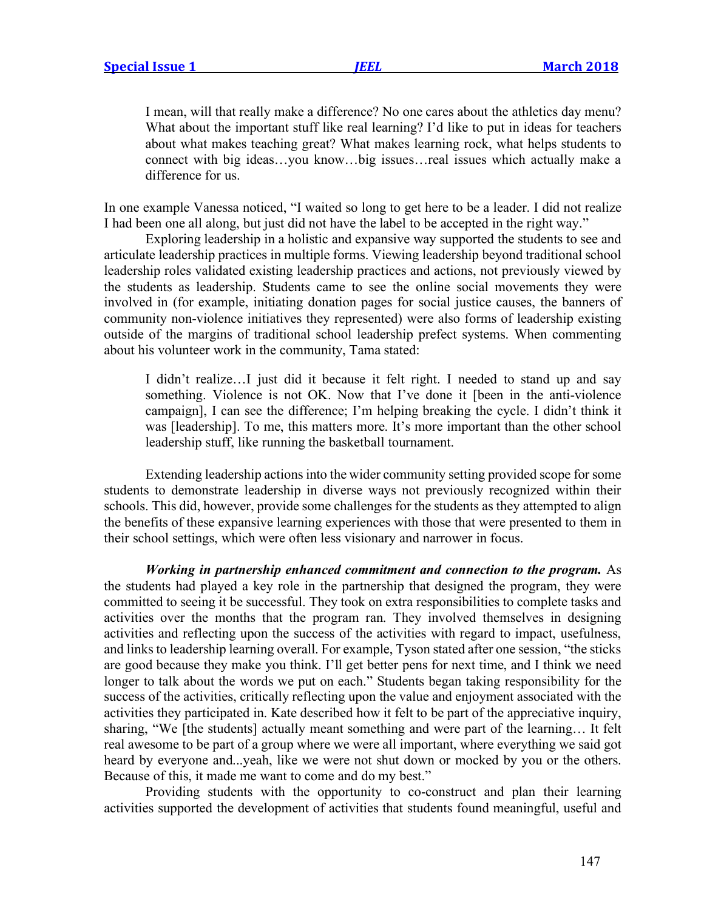> I mean, will that really make a difference? No one cares about the athletics day menu? What about the important stuff like real learning? I'd like to put in ideas for teachers about what makes teaching great? What makes learning rock, what helps students to connect with big ideas…you know…big issues…real issues which actually make a difference for us.

In one example Vanessa noticed, "I waited so long to get here to be a leader. I did not realize I had been one all along, but just did not have the label to be accepted in the right way."

Exploring leadership in a holistic and expansive way supported the students to see and articulate leadership practices in multiple forms. Viewing leadership beyond traditional school leadership roles validated existing leadership practices and actions, not previously viewed by the students as leadership. Students came to see the online social movements they were involved in (for example, initiating donation pages for social justice causes, the banners of community non-violence initiatives they represented) were also forms of leadership existing outside of the margins of traditional school leadership prefect systems. When commenting about his volunteer work in the community, Tama stated:

> I didn't realize…I just did it because it felt right. I needed to stand up and say something. Violence is not OK. Now that I've done it [been in the anti-violence campaign], I can see the difference; I'm helping breaking the cycle. I didn't think it was [leadership]. To me, this matters more. It's more important than the other school leadership stuff, like running the basketball tournament.

Extending leadership actions into the wider community setting provided scope for some students to demonstrate leadership in diverse ways not previously recognized within their schools. This did, however, provide some challenges for the students as they attempted to align the benefits of these expansive learning experiences with those that were presented to them in their school settings, which were often less visionary and narrower in focus.

***Working in partnership enhanced commitment and connection to the program.*** As the students had played a key role in the partnership that designed the program, they were committed to seeing it be successful. They took on extra responsibilities to complete tasks and activities over the months that the program ran. They involved themselves in designing activities and reflecting upon the success of the activities with regard to impact, usefulness, and links to leadership learning overall. For example, Tyson stated after one session, "the sticks are good because they make you think. I'll get better pens for next time, and I think we need longer to talk about the words we put on each." Students began taking responsibility for the success of the activities, critically reflecting upon the value and enjoyment associated with the activities they participated in. Kate described how it felt to be part of the appreciative inquiry, sharing, "We [the students] actually meant something and were part of the learning… It felt real awesome to be part of a group where we were all important, where everything we said got heard by everyone and...yeah, like we were not shut down or mocked by you or the others. Because of this, it made me want to come and do my best."

Providing students with the opportunity to co-construct and plan their learning activities supported the development of activities that students found meaningful, useful and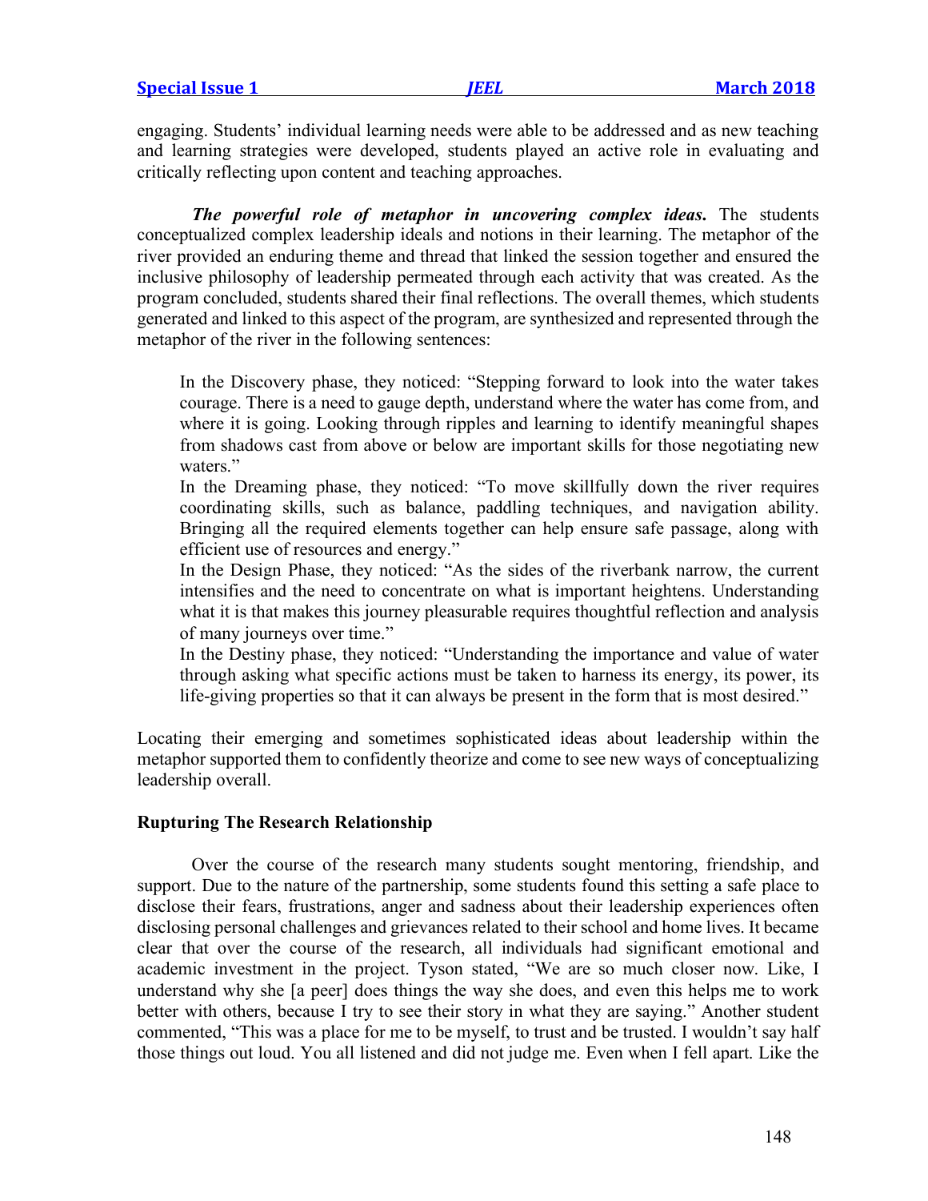engaging. Students' individual learning needs were able to be addressed and as new teaching and learning strategies were developed, students played an active role in evaluating and critically reflecting upon content and teaching approaches.

***The powerful role of metaphor in uncovering complex ideas.*** The students conceptualized complex leadership ideals and notions in their learning. The metaphor of the river provided an enduring theme and thread that linked the session together and ensured the inclusive philosophy of leadership permeated through each activity that was created. As the program concluded, students shared their final reflections. The overall themes, which students generated and linked to this aspect of the program, are synthesized and represented through the metaphor of the river in the following sentences:

> In the Discovery phase, they noticed: "Stepping forward to look into the water takes courage. There is a need to gauge depth, understand where the water has come from, and where it is going. Looking through ripples and learning to identify meaningful shapes from shadows cast from above or below are important skills for those negotiating new waters."
>
> In the Dreaming phase, they noticed: "To move skillfully down the river requires coordinating skills, such as balance, paddling techniques, and navigation ability. Bringing all the required elements together can help ensure safe passage, along with efficient use of resources and energy."
>
> In the Design Phase, they noticed: "As the sides of the riverbank narrow, the current intensifies and the need to concentrate on what is important heightens. Understanding what it is that makes this journey pleasurable requires thoughtful reflection and analysis of many journeys over time."
>
> In the Destiny phase, they noticed: "Understanding the importance and value of water through asking what specific actions must be taken to harness its energy, its power, its life-giving properties so that it can always be present in the form that is most desired."

Locating their emerging and sometimes sophisticated ideas about leadership within the metaphor supported them to confidently theorize and come to see new ways of conceptualizing leadership overall.

### Rupturing The Research Relationship

Over the course of the research many students sought mentoring, friendship, and support. Due to the nature of the partnership, some students found this setting a safe place to disclose their fears, frustrations, anger and sadness about their leadership experiences often disclosing personal challenges and grievances related to their school and home lives. It became clear that over the course of the research, all individuals had significant emotional and academic investment in the project. Tyson stated, "We are so much closer now. Like, I understand why she [a peer] does things the way she does, and even this helps me to work better with others, because I try to see their story in what they are saying." Another student commented, "This was a place for me to be myself, to trust and be trusted. I wouldn't say half those things out loud. You all listened and did not judge me. Even when I fell apart. Like the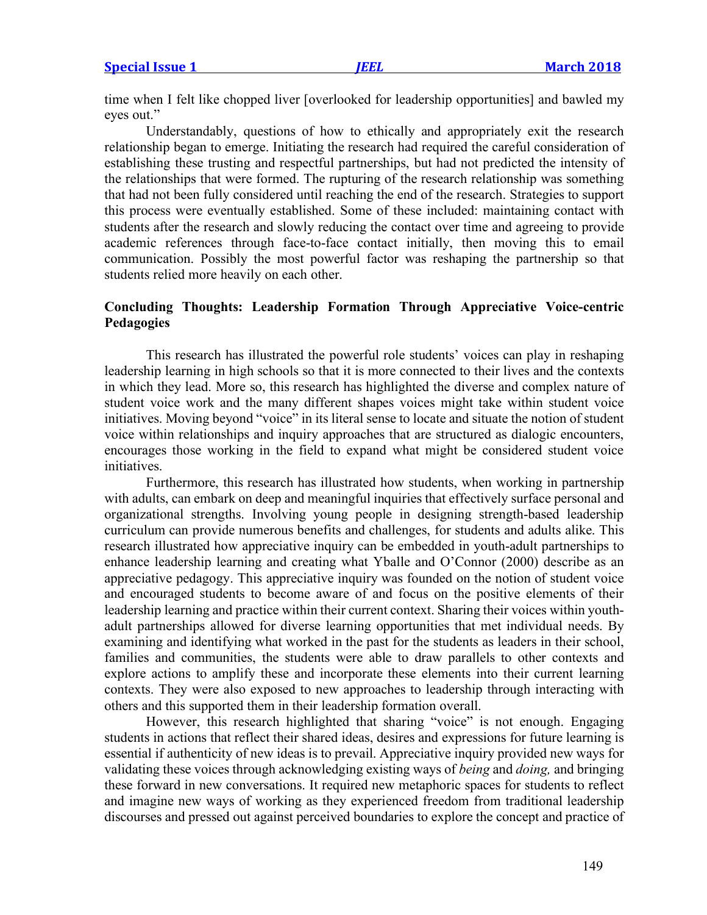time when I felt like chopped liver [overlooked for leadership opportunities] and bawled my eyes out."

Understandably, questions of how to ethically and appropriately exit the research relationship began to emerge. Initiating the research had required the careful consideration of establishing these trusting and respectful partnerships, but had not predicted the intensity of the relationships that were formed. The rupturing of the research relationship was something that had not been fully considered until reaching the end of the research. Strategies to support this process were eventually established. Some of these included: maintaining contact with students after the research and slowly reducing the contact over time and agreeing to provide academic references through face-to-face contact initially, then moving this to email communication. Possibly the most powerful factor was reshaping the partnership so that students relied more heavily on each other.

## Concluding Thoughts: Leadership Formation Through Appreciative Voice-centric Pedagogies

This research has illustrated the powerful role students' voices can play in reshaping leadership learning in high schools so that it is more connected to their lives and the contexts in which they lead. More so, this research has highlighted the diverse and complex nature of student voice work and the many different shapes voices might take within student voice initiatives. Moving beyond "voice" in its literal sense to locate and situate the notion of student voice within relationships and inquiry approaches that are structured as dialogic encounters, encourages those working in the field to expand what might be considered student voice initiatives.

Furthermore, this research has illustrated how students, when working in partnership with adults, can embark on deep and meaningful inquiries that effectively surface personal and organizational strengths. Involving young people in designing strength-based leadership curriculum can provide numerous benefits and challenges, for students and adults alike. This research illustrated how appreciative inquiry can be embedded in youth-adult partnerships to enhance leadership learning and creating what Yballe and O'Connor (2000) describe as an appreciative pedagogy. This appreciative inquiry was founded on the notion of student voice and encouraged students to become aware of and focus on the positive elements of their leadership learning and practice within their current context. Sharing their voices within youth-adult partnerships allowed for diverse learning opportunities that met individual needs. By examining and identifying what worked in the past for the students as leaders in their school, families and communities, the students were able to draw parallels to other contexts and explore actions to amplify these and incorporate these elements into their current learning contexts. They were also exposed to new approaches to leadership through interacting with others and this supported them in their leadership formation overall.

However, this research highlighted that sharing "voice" is not enough. Engaging students in actions that reflect their shared ideas, desires and expressions for future learning is essential if authenticity of new ideas is to prevail. Appreciative inquiry provided new ways for validating these voices through acknowledging existing ways of *being* and *doing,* and bringing these forward in new conversations. It required new metaphoric spaces for students to reflect and imagine new ways of working as they experienced freedom from traditional leadership discourses and pressed out against perceived boundaries to explore the concept and practice of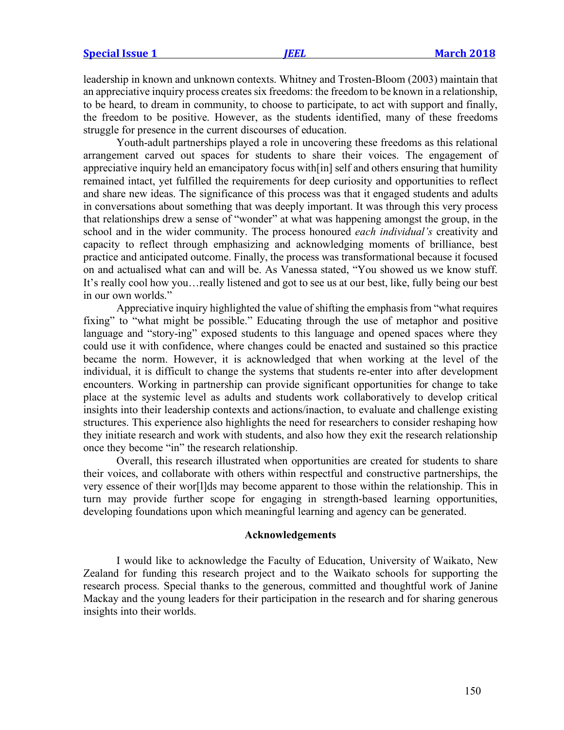leadership in known and unknown contexts. Whitney and Trosten-Bloom (2003) maintain that an appreciative inquiry process creates six freedoms: the freedom to be known in a relationship, to be heard, to dream in community, to choose to participate, to act with support and finally, the freedom to be positive. However, as the students identified, many of these freedoms struggle for presence in the current discourses of education.

Youth-adult partnerships played a role in uncovering these freedoms as this relational arrangement carved out spaces for students to share their voices. The engagement of appreciative inquiry held an emancipatory focus with[in] self and others ensuring that humility remained intact, yet fulfilled the requirements for deep curiosity and opportunities to reflect and share new ideas. The significance of this process was that it engaged students and adults in conversations about something that was deeply important. It was through this very process that relationships drew a sense of "wonder" at what was happening amongst the group, in the school and in the wider community. The process honoured *each individual's* creativity and capacity to reflect through emphasizing and acknowledging moments of brilliance, best practice and anticipated outcome. Finally, the process was transformational because it focused on and actualised what can and will be. As Vanessa stated, "You showed us we know stuff. It's really cool how you…really listened and got to see us at our best, like, fully being our best in our own worlds."

Appreciative inquiry highlighted the value of shifting the emphasis from "what requires fixing" to "what might be possible." Educating through the use of metaphor and positive language and "story-ing" exposed students to this language and opened spaces where they could use it with confidence, where changes could be enacted and sustained so this practice became the norm. However, it is acknowledged that when working at the level of the individual, it is difficult to change the systems that students re-enter into after development encounters. Working in partnership can provide significant opportunities for change to take place at the systemic level as adults and students work collaboratively to develop critical insights into their leadership contexts and actions/inaction, to evaluate and challenge existing structures. This experience also highlights the need for researchers to consider reshaping how they initiate research and work with students, and also how they exit the research relationship once they become "in" the research relationship.

Overall, this research illustrated when opportunities are created for students to share their voices, and collaborate with others within respectful and constructive partnerships, the very essence of their wor[l]ds may become apparent to those within the relationship. This in turn may provide further scope for engaging in strength-based learning opportunities, developing foundations upon which meaningful learning and agency can be generated.

## Acknowledgements

I would like to acknowledge the Faculty of Education, University of Waikato, New Zealand for funding this research project and to the Waikato schools for supporting the research process. Special thanks to the generous, committed and thoughtful work of Janine Mackay and the young leaders for their participation in the research and for sharing generous insights into their worlds.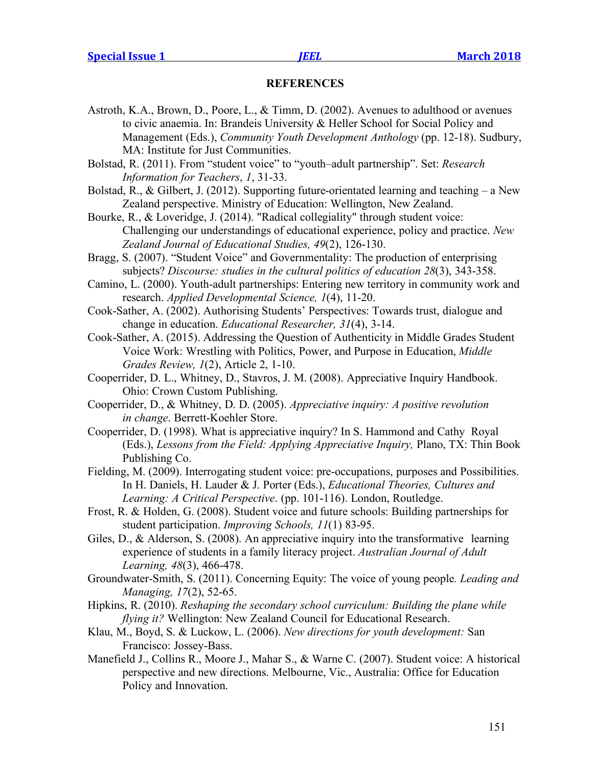## REFERENCES

Astroth, K.A., Brown, D., Poore, L., & Timm, D. (2002). Avenues to adulthood or avenues to civic anaemia. In: Brandeis University & Heller School for Social Policy and Management (Eds.), *Community Youth Development Anthology* (pp. 12-18). Sudbury, MA: Institute for Just Communities.

Bolstad, R. (2011). From "student voice" to "youth–adult partnership". Set: *Research Information for Teachers*, *1*, 31-33.

Bolstad, R., & Gilbert, J. (2012). Supporting future-orientated learning and teaching – a New Zealand perspective. Ministry of Education: Wellington, New Zealand.

Bourke, R., & Loveridge, J. (2014). "Radical collegiality" through student voice: Challenging our understandings of educational experience, policy and practice. *New Zealand Journal of Educational Studies, 49*(2), 126-130.

Bragg, S. (2007). "Student Voice" and Governmentality: The production of enterprising subjects? *Discourse: studies in the cultural politics of education 28*(3), 343-358.

Camino, L. (2000). Youth-adult partnerships: Entering new territory in community work and research. *Applied Developmental Science, 1*(4), 11-20.

Cook-Sather, A. (2002). Authorising Students' Perspectives: Towards trust, dialogue and change in education. *Educational Researcher, 31*(4), 3-14.

Cook-Sather, A. (2015). Addressing the Question of Authenticity in Middle Grades Student Voice Work: Wrestling with Politics, Power, and Purpose in Education, *Middle Grades Review, 1*(2), Article 2, 1-10.

Cooperrider, D. L., Whitney, D., Stavros, J. M. (2008). Appreciative Inquiry Handbook. Ohio: Crown Custom Publishing.

Cooperrider, D., & Whitney, D. D. (2005). *Appreciative inquiry: A positive revolution in change*. Berrett-Koehler Store.

Cooperrider, D. (1998). What is appreciative inquiry? In S. Hammond and Cathy Royal (Eds.), *Lessons from the Field: Applying Appreciative Inquiry,* Plano, TX: Thin Book Publishing Co.

Fielding, M. (2009). Interrogating student voice: pre-occupations, purposes and Possibilities. In H. Daniels, H. Lauder & J. Porter (Eds.), *Educational Theories, Cultures and Learning: A Critical Perspective*. (pp. 101-116). London, Routledge.

Frost, R. & Holden, G. (2008). Student voice and future schools: Building partnerships for student participation. *Improving Schools, 11*(1) 83-95.

Giles, D., & Alderson, S. (2008). An appreciative inquiry into the transformative learning experience of students in a family literacy project. *Australian Journal of Adult Learning, 48*(3), 466-478.

Groundwater-Smith, S. (2011). Concerning Equity: The voice of young people*. Leading and Managing, 17*(2), 52-65.

Hipkins, R. (2010). *Reshaping the secondary school curriculum: Building the plane while flying it?* Wellington: New Zealand Council for Educational Research.

Klau, M., Boyd, S. & Luckow, L. (2006). *New directions for youth development:* San Francisco: Jossey-Bass.

Manefield J., Collins R., Moore J., Mahar S., & Warne C. (2007). Student voice: A historical perspective and new directions. Melbourne, Vic., Australia: Office for Education Policy and Innovation.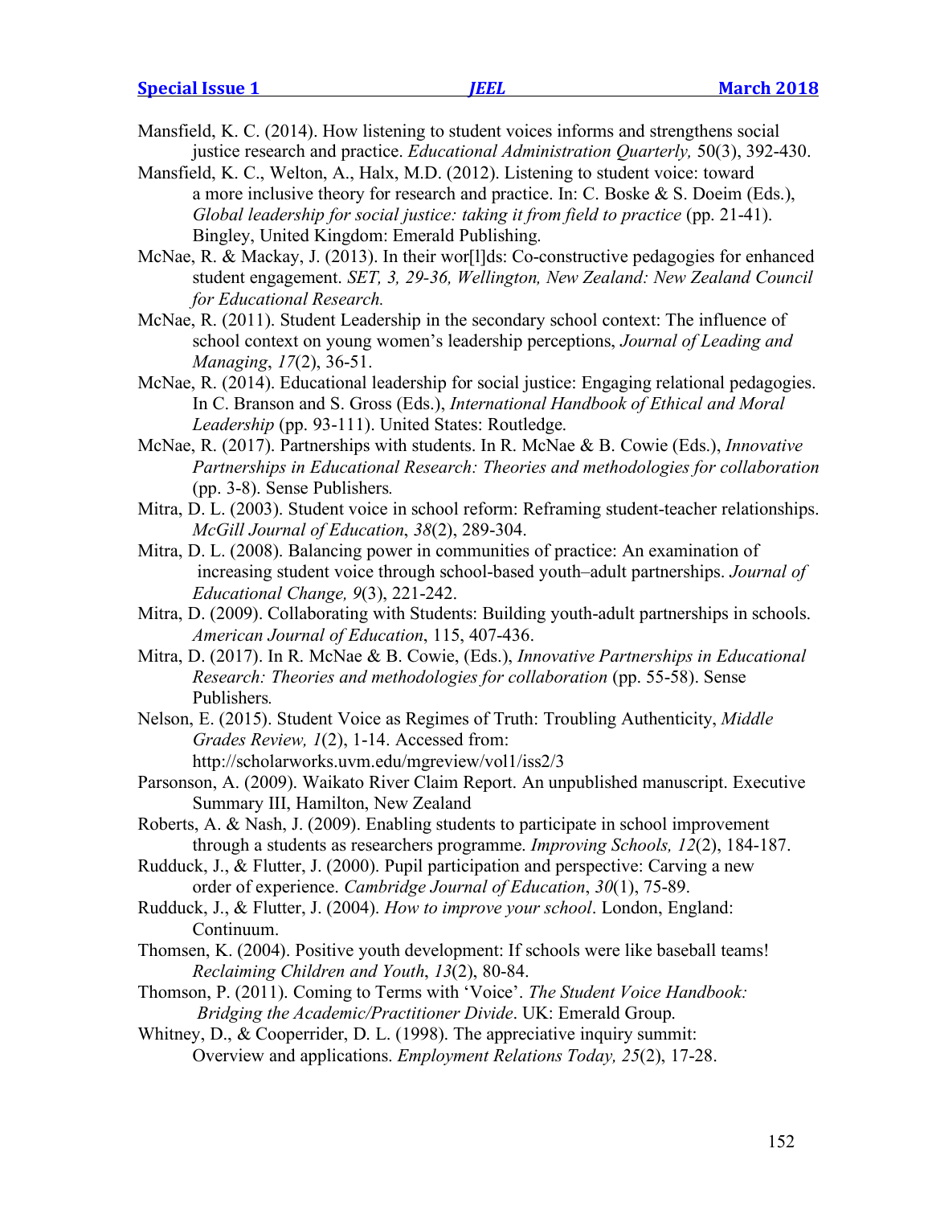Mansfield, K. C. (2014). How listening to student voices informs and strengthens social justice research and practice. *Educational Administration Quarterly,* 50(3), 392-430.

Mansfield, K. C., Welton, A., Halx, M.D. (2012). Listening to student voice: toward a more inclusive theory for research and practice. In: C. Boske & S. Doeim (Eds.), *Global leadership for social justice: taking it from field to practice* (pp. 21-41). Bingley, United Kingdom: Emerald Publishing.

McNae, R. & Mackay, J. (2013). In their wor[l]ds: Co-constructive pedagogies for enhanced student engagement. *SET, 3, 29-36, Wellington, New Zealand: New Zealand Council for Educational Research.*

McNae, R. (2011). Student Leadership in the secondary school context: The influence of school context on young women's leadership perceptions, *Journal of Leading and Managing*, *17*(2), 36-51.

McNae, R. (2014). Educational leadership for social justice: Engaging relational pedagogies. In C. Branson and S. Gross (Eds.), *International Handbook of Ethical and Moral Leadership* (pp. 93-111). United States: Routledge.

McNae, R. (2017). Partnerships with students. In R. McNae & B. Cowie (Eds.), *Innovative Partnerships in Educational Research: Theories and methodologies for collaboration* (pp. 3-8). Sense Publishers*.*

Mitra, D. L. (2003). Student voice in school reform: Reframing student-teacher relationships. *McGill Journal of Education*, *38*(2), 289-304.

Mitra, D. L. (2008). Balancing power in communities of practice: An examination of increasing student voice through school-based youth–adult partnerships. *Journal of Educational Change, 9*(3), 221-242.

Mitra, D. (2009). Collaborating with Students: Building youth-adult partnerships in schools. *American Journal of Education*, 115, 407-436.

Mitra, D. (2017). In R. McNae & B. Cowie, (Eds.), *Innovative Partnerships in Educational Research: Theories and methodologies for collaboration* (pp. 55-58). Sense Publishers*.*

Nelson, E. (2015). Student Voice as Regimes of Truth: Troubling Authenticity, *Middle Grades Review, 1*(2), 1-14. Accessed from: http://scholarworks.uvm.edu/mgreview/vol1/iss2/3

Parsonson, A. (2009). Waikato River Claim Report. An unpublished manuscript. Executive Summary III, Hamilton, New Zealand

Roberts, A. & Nash, J. (2009). Enabling students to participate in school improvement through a students as researchers programme. *Improving Schools, 12*(2), 184-187.

Rudduck, J., & Flutter, J. (2000). Pupil participation and perspective: Carving a new order of experience. *Cambridge Journal of Education*, *30*(1), 75-89.

Rudduck, J., & Flutter, J. (2004). *How to improve your school*. London, England: Continuum.

Thomsen, K. (2004). Positive youth development: If schools were like baseball teams! *Reclaiming Children and Youth*, *13*(2), 80-84.

Thomson, P. (2011). Coming to Terms with 'Voice'. *The Student Voice Handbook: Bridging the Academic/Practitioner Divide*. UK: Emerald Group.

Whitney, D., & Cooperrider, D. L. (1998). The appreciative inquiry summit: Overview and applications. *Employment Relations Today, 25*(2), 17-28.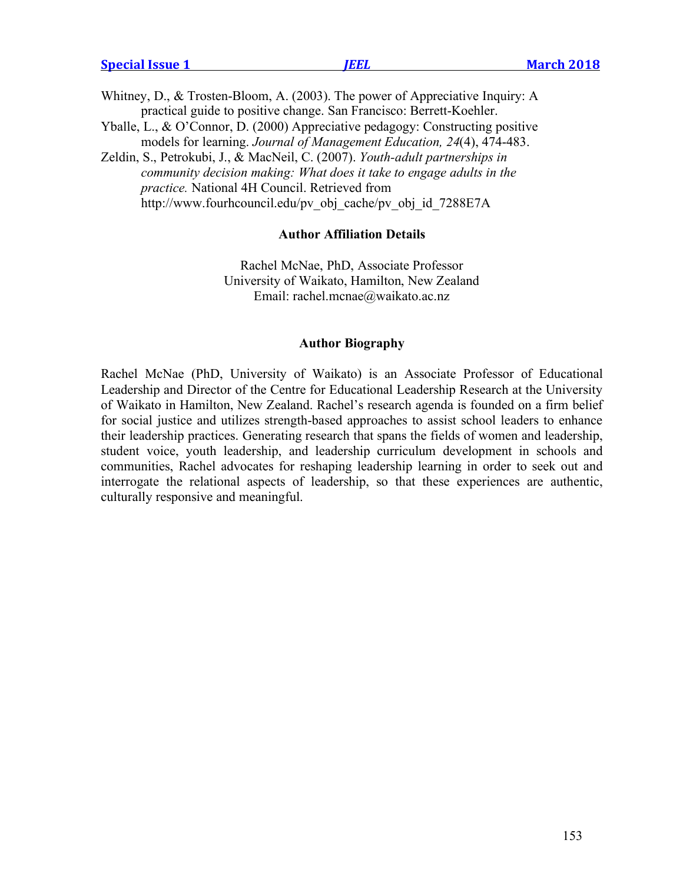Whitney, D., & Trosten-Bloom, A. (2003). The power of Appreciative Inquiry: A practical guide to positive change. San Francisco: Berrett-Koehler.

Yballe, L., & O'Connor, D. (2000) Appreciative pedagogy: Constructing positive models for learning. *Journal of Management Education, 24*(4), 474-483.

Zeldin, S., Petrokubi, J., & MacNeil, C. (2007). *Youth-adult partnerships in community decision making: What does it take to engage adults in the practice.* National 4H Council. Retrieved from http://www.fourhcouncil.edu/pv_obj_cache/pv_obj_id_7288E7A

### Author Affiliation Details

Rachel McNae, PhD, Associate Professor
University of Waikato, Hamilton, New Zealand
Email: rachel.mcnae@waikato.ac.nz

### Author Biography

Rachel McNae (PhD, University of Waikato) is an Associate Professor of Educational Leadership and Director of the Centre for Educational Leadership Research at the University of Waikato in Hamilton, New Zealand. Rachel's research agenda is founded on a firm belief for social justice and utilizes strength-based approaches to assist school leaders to enhance their leadership practices. Generating research that spans the fields of women and leadership, student voice, youth leadership, and leadership curriculum development in schools and communities, Rachel advocates for reshaping leadership learning in order to seek out and interrogate the relational aspects of leadership, so that these experiences are authentic, culturally responsive and meaningful.